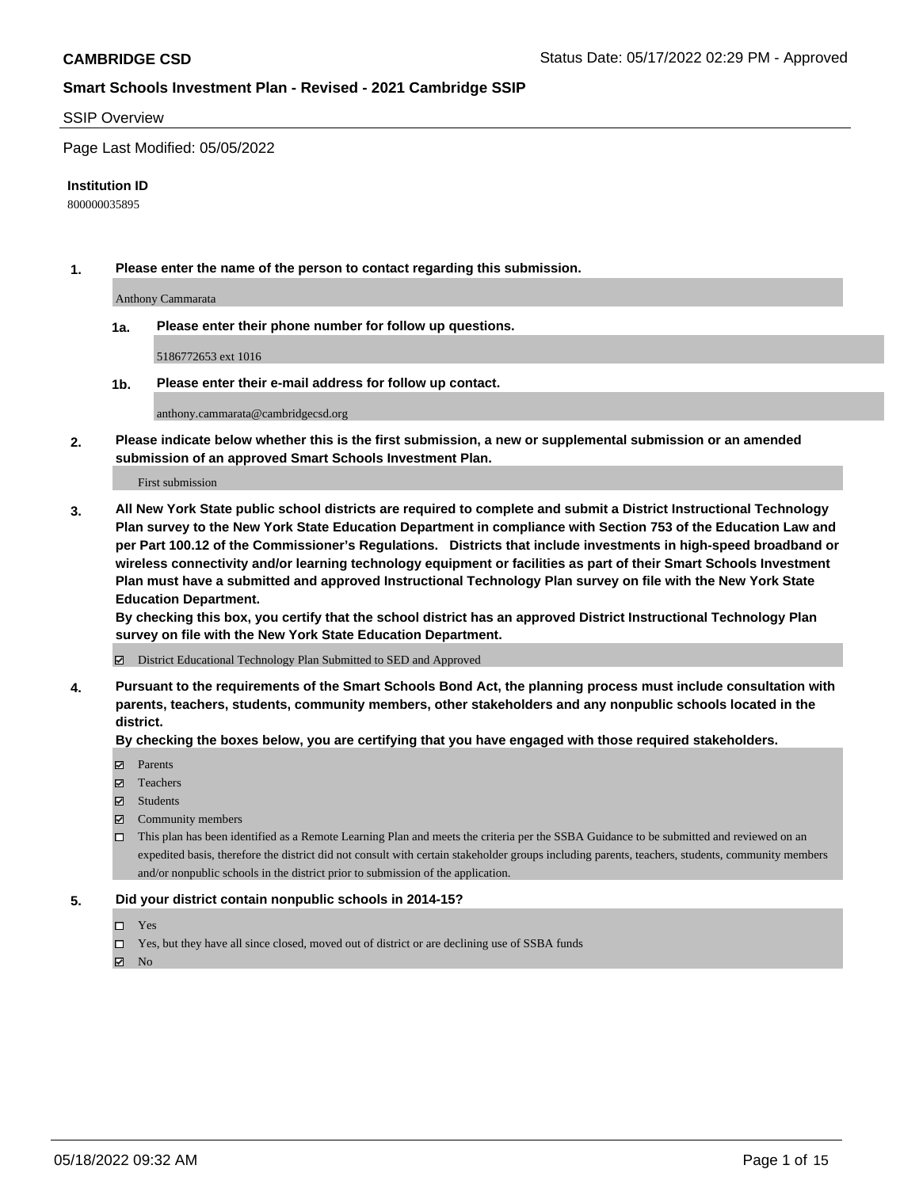**CAMBRIDGE CSD** Status Date: 05/17/2022 02:29 PM - Approved

## Smart Schools Investment Plan - Revised - 2021 Cambridge SSIP

SSIP Overview

Page Last Modified: 05/05/2022

**Institution ID**

800000035895

**1. Please enter the name of the person to contact regarding this submission.**

Anthony Cammarata

**1a. Please enter their phone number for follow up questions.**

5186772653 ext 1016

**1b. Please enter their e-mail address for follow up contact.**

anthony.cammarata@cambridgecsd.org

**2. Please indicate below whether this is the first submission, a new or supplemental submission or an amended submission of an approved Smart Schools Investment Plan.**

First submission

**3. All New York State public school districts are required to complete and submit a District Instructional Technology Plan survey to the New York State Education Department in compliance with Section 753 of the Education Law and per Part 100.12 of the Commissioner's Regulations. Districts that include investments in high-speed broadband or wireless connectivity and/or learning technology equipment or facilities as part of their Smart Schools Investment Plan must have a submitted and approved Instructional Technology Plan survey on file with the New York State Education Department.**
**By checking this box, you certify that the school district has an approved District Instructional Technology Plan survey on file with the New York State Education Department.**

☑ District Educational Technology Plan Submitted to SED and Approved

**4. Pursuant to the requirements of the Smart Schools Bond Act, the planning process must include consultation with parents, teachers, students, community members, other stakeholders and any nonpublic schools located in the district.**
**By checking the boxes below, you are certifying that you have engaged with those required stakeholders.**

☑ Parents
☑ Teachers
☑ Students
☑ Community members
☐ This plan has been identified as a Remote Learning Plan and meets the criteria per the SSBA Guidance to be submitted and reviewed on an expedited basis, therefore the district did not consult with certain stakeholder groups including parents, teachers, students, community members and/or nonpublic schools in the district prior to submission of the application.

**5. Did your district contain nonpublic schools in 2014-15?**

☐ Yes
☐ Yes, but they have all since closed, moved out of district or are declining use of SSBA funds
☑ No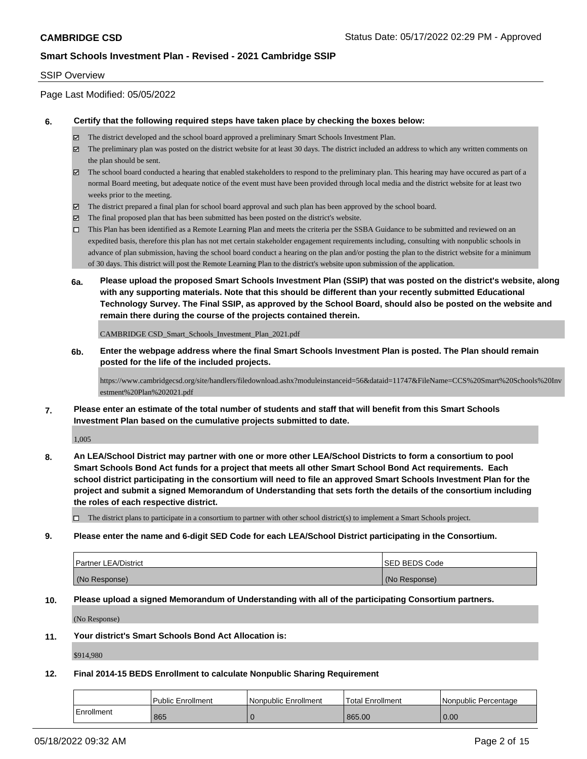SSIP Overview

Page Last Modified: 05/05/2022

**6. Certify that the following required steps have taken place by checking the boxes below:**

- ☑ The district developed and the school board approved a preliminary Smart Schools Investment Plan.
- ☑ The preliminary plan was posted on the district website for at least 30 days. The district included an address to which any written comments on the plan should be sent.
- ☑ The school board conducted a hearing that enabled stakeholders to respond to the preliminary plan. This hearing may have occured as part of a normal Board meeting, but adequate notice of the event must have been provided through local media and the district website for at least two weeks prior to the meeting.
- ☑ The district prepared a final plan for school board approval and such plan has been approved by the school board.
- ☑ The final proposed plan that has been submitted has been posted on the district's website.
- ☐ This Plan has been identified as a Remote Learning Plan and meets the criteria per the SSBA Guidance to be submitted and reviewed on an expedited basis, therefore this plan has not met certain stakeholder engagement requirements including, consulting with nonpublic schools in advance of plan submission, having the school board conduct a hearing on the plan and/or posting the plan to the district website for a minimum of 30 days. This district will post the Remote Learning Plan to the district's website upon submission of the application.

**6a. Please upload the proposed Smart Schools Investment Plan (SSIP) that was posted on the district's website, along with any supporting materials. Note that this should be different than your recently submitted Educational Technology Survey. The Final SSIP, as approved by the School Board, should also be posted on the website and remain there during the course of the projects contained therein.**

CAMBRIDGE CSD_Smart_Schools_Investment_Plan_2021.pdf

**6b. Enter the webpage address where the final Smart Schools Investment Plan is posted. The Plan should remain posted for the life of the included projects.**

https://www.cambridgecsd.org/site/handlers/filedownload.ashx?moduleinstanceid=56&dataid=11747&FileName=CCS%20Smart%20Schools%20Investment%20Plan%202021.pdf

**7. Please enter an estimate of the total number of students and staff that will benefit from this Smart Schools Investment Plan based on the cumulative projects submitted to date.**

1,005

**8. An LEA/School District may partner with one or more other LEA/School Districts to form a consortium to pool Smart Schools Bond Act funds for a project that meets all other Smart School Bond Act requirements. Each school district participating in the consortium will need to file an approved Smart Schools Investment Plan for the project and submit a signed Memorandum of Understanding that sets forth the details of the consortium including the roles of each respective district.**

- ☐ The district plans to participate in a consortium to partner with other school district(s) to implement a Smart Schools project.

**9. Please enter the name and 6-digit SED Code for each LEA/School District participating in the Consortium.**

| Partner LEA/District | SED BEDS Code |
|---|---|
| (No Response) | (No Response) |

**10. Please upload a signed Memorandum of Understanding with all of the participating Consortium partners.**

(No Response)

**11. Your district's Smart Schools Bond Act Allocation is:**

$914,980

**12. Final 2014-15 BEDS Enrollment to calculate Nonpublic Sharing Requirement**

| | Public Enrollment | Nonpublic Enrollment | Total Enrollment | Nonpublic Percentage |
|---|---|---|---|---|
| Enrollment | 865 | 0 | 865.00 | 0.00 |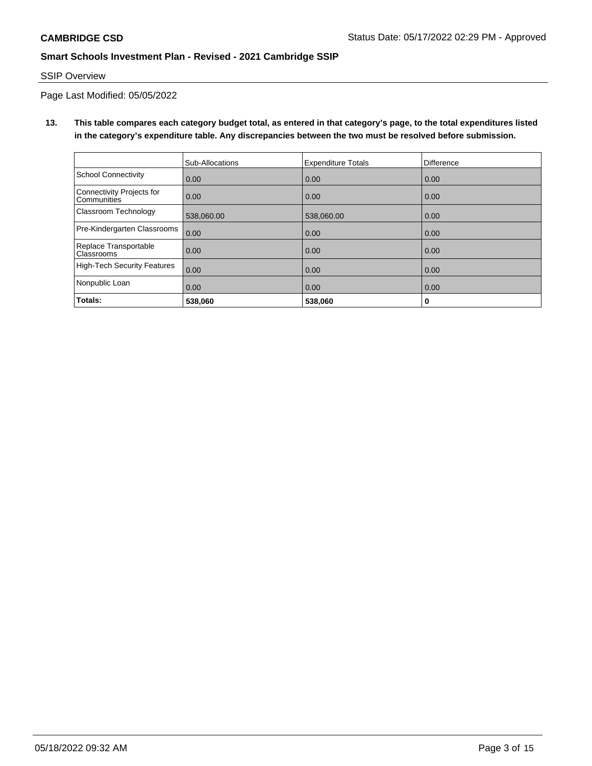SSIP Overview

Page Last Modified: 05/05/2022

**13. This table compares each category budget total, as entered in that category's page, to the total expenditures listed in the category's expenditure table. Any discrepancies between the two must be resolved before submission.**

| | Sub-Allocations | Expenditure Totals | Difference |
|---|---|---|---|
| School Connectivity | 0.00 | 0.00 | 0.00 |
| Connectivity Projects for Communities | 0.00 | 0.00 | 0.00 |
| Classroom Technology | 538,060.00 | 538,060.00 | 0.00 |
| Pre-Kindergarten Classrooms | 0.00 | 0.00 | 0.00 |
| Replace Transportable Classrooms | 0.00 | 0.00 | 0.00 |
| High-Tech Security Features | 0.00 | 0.00 | 0.00 |
| Nonpublic Loan | 0.00 | 0.00 | 0.00 |
| **Totals:** | **538,060** | **538,060** | **0** |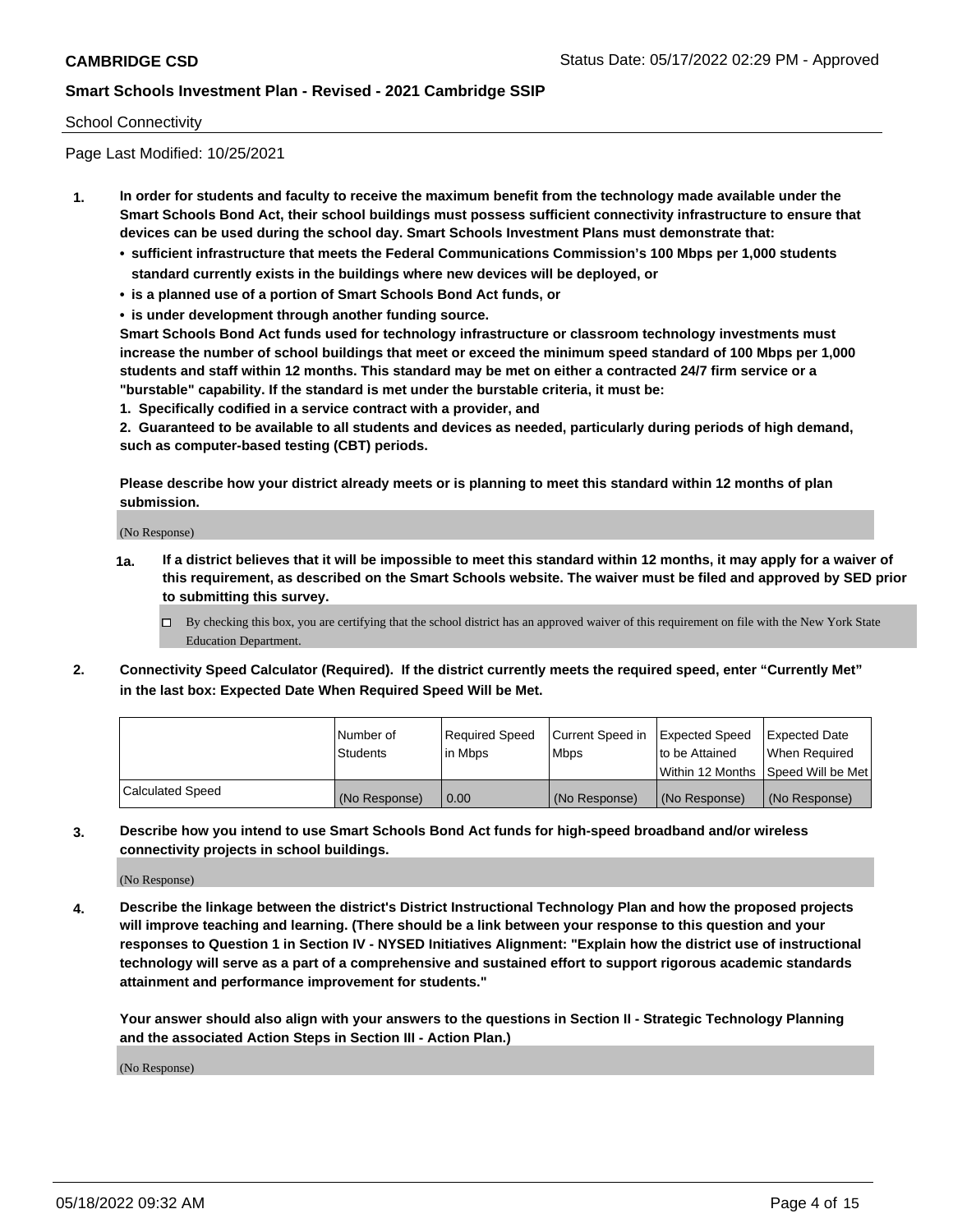School Connectivity

Page Last Modified: 10/25/2021

**1. In order for students and faculty to receive the maximum benefit from the technology made available under the Smart Schools Bond Act, their school buildings must possess sufficient connectivity infrastructure to ensure that devices can be used during the school day. Smart Schools Investment Plans must demonstrate that:**

- **sufficient infrastructure that meets the Federal Communications Commission's 100 Mbps per 1,000 students standard currently exists in the buildings where new devices will be deployed, or**
- **is a planned use of a portion of Smart Schools Bond Act funds, or**
- **is under development through another funding source.**

**Smart Schools Bond Act funds used for technology infrastructure or classroom technology investments must increase the number of school buildings that meet or exceed the minimum speed standard of 100 Mbps per 1,000 students and staff within 12 months. This standard may be met on either a contracted 24/7 firm service or a "burstable" capability. If the standard is met under the burstable criteria, it must be:**

**1. Specifically codified in a service contract with a provider, and**

**2. Guaranteed to be available to all students and devices as needed, particularly during periods of high demand, such as computer-based testing (CBT) periods.**

**Please describe how your district already meets or is planning to meet this standard within 12 months of plan submission.**

(No Response)

**1a. If a district believes that it will be impossible to meet this standard within 12 months, it may apply for a waiver of this requirement, as described on the Smart Schools website. The waiver must be filed and approved by SED prior to submitting this survey.**

☐ By checking this box, you are certifying that the school district has an approved waiver of this requirement on file with the New York State Education Department.

**2. Connectivity Speed Calculator (Required). If the district currently meets the required speed, enter "Currently Met" in the last box: Expected Date When Required Speed Will be Met.**

| | Number of Students | Required Speed in Mbps | Current Speed in Mbps | Expected Speed to be Attained Within 12 Months | Expected Date When Required Speed Will be Met |
|---|---|---|---|---|---|
| Calculated Speed | (No Response) | 0.00 | (No Response) | (No Response) | (No Response) |

**3. Describe how you intend to use Smart Schools Bond Act funds for high-speed broadband and/or wireless connectivity projects in school buildings.**

(No Response)

**4. Describe the linkage between the district's District Instructional Technology Plan and how the proposed projects will improve teaching and learning. (There should be a link between your response to this question and your responses to Question 1 in Section IV - NYSED Initiatives Alignment: "Explain how the district use of instructional technology will serve as a part of a comprehensive and sustained effort to support rigorous academic standards attainment and performance improvement for students."**

**Your answer should also align with your answers to the questions in Section II - Strategic Technology Planning and the associated Action Steps in Section III - Action Plan.)**

(No Response)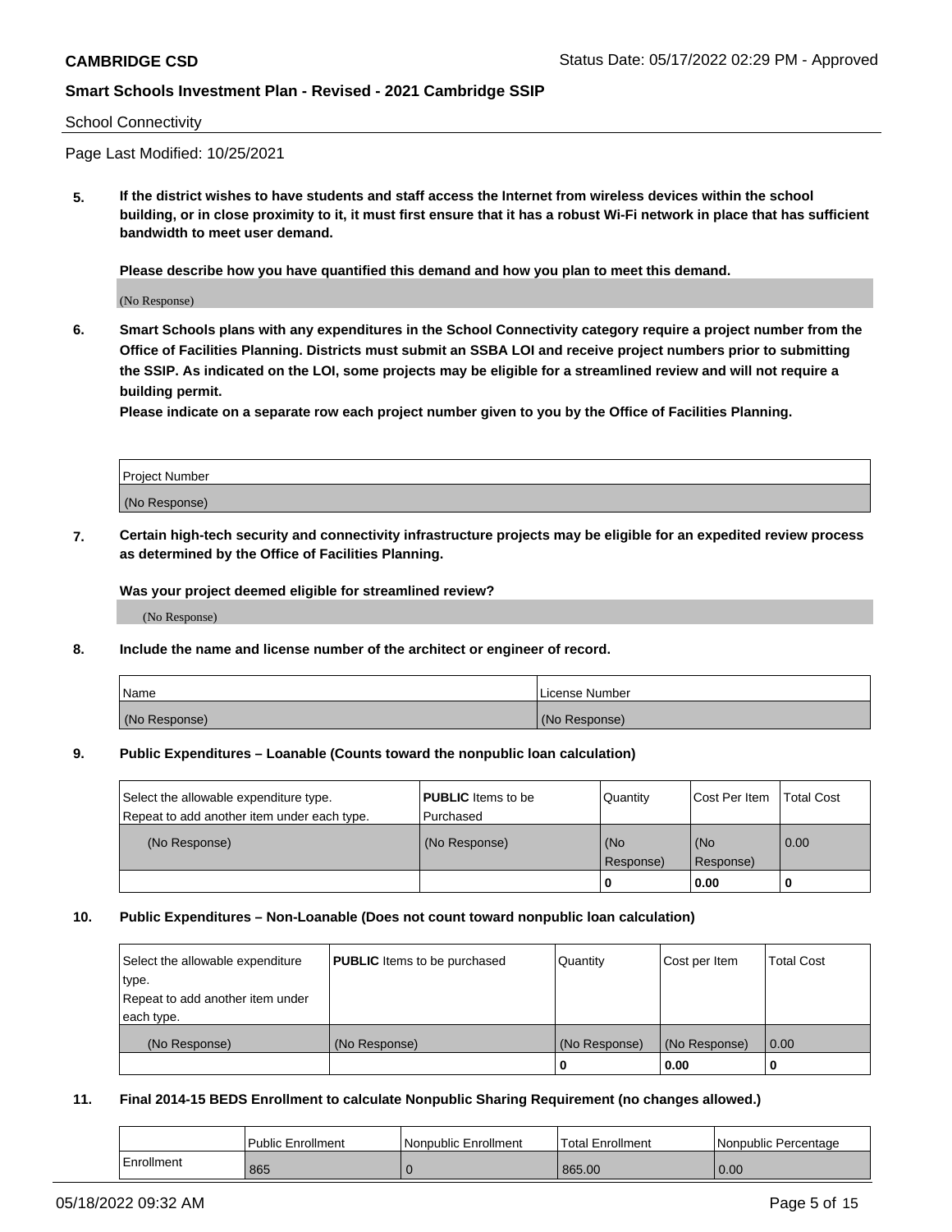School Connectivity

Page Last Modified: 10/25/2021

**5. If the district wishes to have students and staff access the Internet from wireless devices within the school building, or in close proximity to it, it must first ensure that it has a robust Wi-Fi network in place that has sufficient bandwidth to meet user demand.**

**Please describe how you have quantified this demand and how you plan to meet this demand.**

(No Response)

**6. Smart Schools plans with any expenditures in the School Connectivity category require a project number from the Office of Facilities Planning. Districts must submit an SSBA LOI and receive project numbers prior to submitting the SSIP. As indicated on the LOI, some projects may be eligible for a streamlined review and will not require a building permit.**

**Please indicate on a separate row each project number given to you by the Office of Facilities Planning.**

| Project Number |
| --- |
| (No Response) |

**7. Certain high-tech security and connectivity infrastructure projects may be eligible for an expedited review process as determined by the Office of Facilities Planning.**

**Was your project deemed eligible for streamlined review?**

(No Response)

**8. Include the name and license number of the architect or engineer of record.**

| Name | License Number |
| --- | --- |
| (No Response) | (No Response) |

**9. Public Expenditures – Loanable (Counts toward the nonpublic loan calculation)**

| Select the allowable expenditure type. Repeat to add another item under each type. | **PUBLIC** Items to be Purchased | Quantity | Cost Per Item | Total Cost |
| --- | --- | --- | --- | --- |
| (No Response) | (No Response) | (No Response) | (No Response) | 0.00 |
| | | 0 | 0.00 | 0 |

**10. Public Expenditures – Non-Loanable (Does not count toward nonpublic loan calculation)**

| Select the allowable expenditure type. Repeat to add another item under each type. | **PUBLIC** Items to be purchased | Quantity | Cost per Item | Total Cost |
| --- | --- | --- | --- | --- |
| (No Response) | (No Response) | (No Response) | (No Response) | 0.00 |
| | | 0 | 0.00 | 0 |

**11. Final 2014-15 BEDS Enrollment to calculate Nonpublic Sharing Requirement (no changes allowed.)**

| | Public Enrollment | Nonpublic Enrollment | Total Enrollment | Nonpublic Percentage |
| --- | --- | --- | --- | --- |
| Enrollment | 865 | 0 | 865.00 | 0.00 |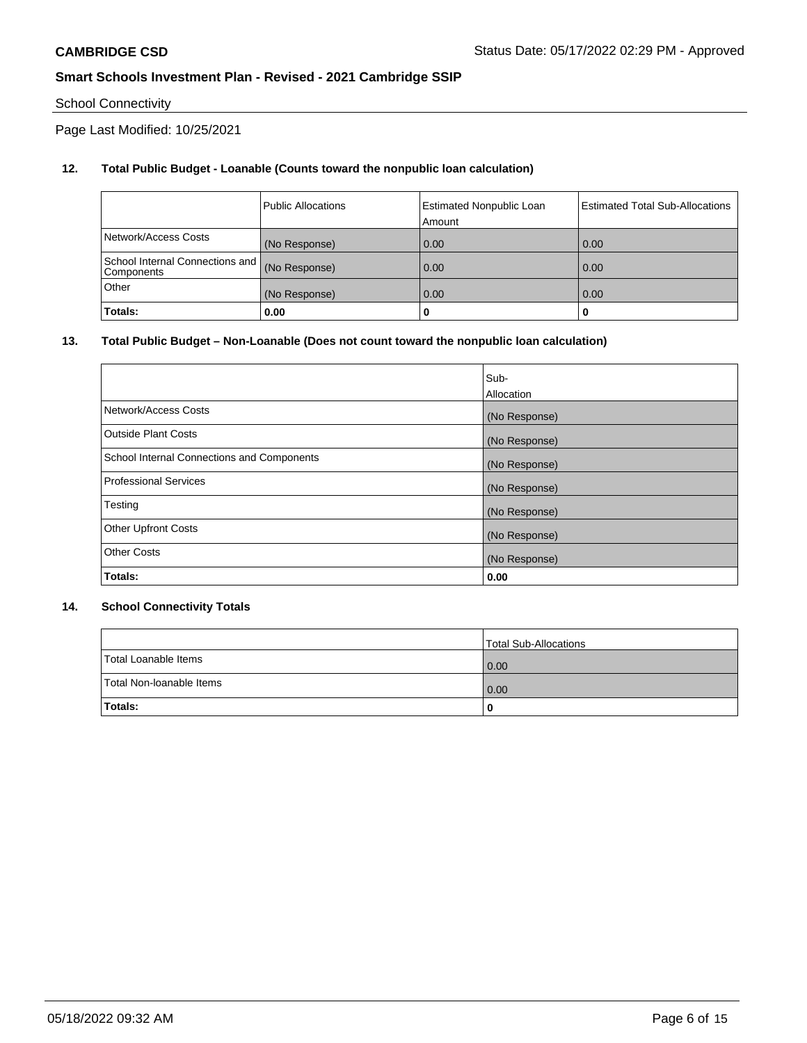School Connectivity

Page Last Modified: 10/25/2021

**12. Total Public Budget - Loanable (Counts toward the nonpublic loan calculation)**

| | Public Allocations | Estimated Nonpublic Loan Amount | Estimated Total Sub-Allocations |
|---|---|---|---|
| Network/Access Costs | (No Response) | 0.00 | 0.00 |
| School Internal Connections and Components | (No Response) | 0.00 | 0.00 |
| Other | (No Response) | 0.00 | 0.00 |
| **Totals:** | **0.00** | **0** | **0** |

**13. Total Public Budget – Non-Loanable (Does not count toward the nonpublic loan calculation)**

| | Sub-Allocation |
|---|---|
| Network/Access Costs | (No Response) |
| Outside Plant Costs | (No Response) |
| School Internal Connections and Components | (No Response) |
| Professional Services | (No Response) |
| Testing | (No Response) |
| Other Upfront Costs | (No Response) |
| Other Costs | (No Response) |
| **Totals:** | **0.00** |

**14. School Connectivity Totals**

| | Total Sub-Allocations |
|---|---|
| Total Loanable Items | 0.00 |
| Total Non-loanable Items | 0.00 |
| **Totals:** | **0** |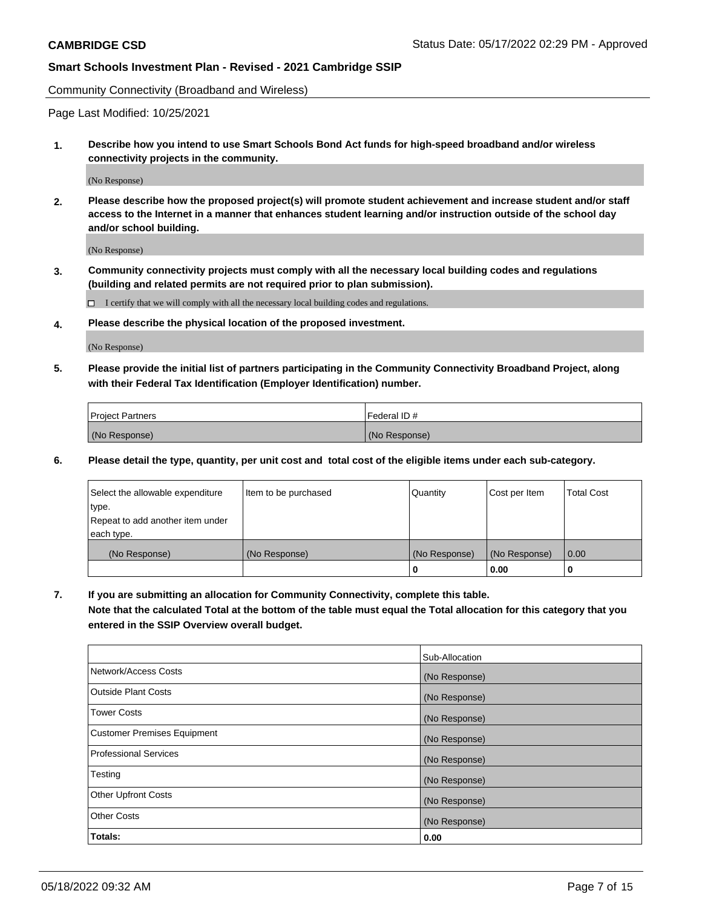Community Connectivity (Broadband and Wireless)

Page Last Modified: 10/25/2021

**1. Describe how you intend to use Smart Schools Bond Act funds for high-speed broadband and/or wireless connectivity projects in the community.**

(No Response)

**2. Please describe how the proposed project(s) will promote student achievement and increase student and/or staff access to the Internet in a manner that enhances student learning and/or instruction outside of the school day and/or school building.**

(No Response)

**3. Community connectivity projects must comply with all the necessary local building codes and regulations (building and related permits are not required prior to plan submission).**

☐ I certify that we will comply with all the necessary local building codes and regulations.

**4. Please describe the physical location of the proposed investment.**

(No Response)

**5. Please provide the initial list of partners participating in the Community Connectivity Broadband Project, along with their Federal Tax Identification (Employer Identification) number.**

| Project Partners | Federal ID # |
| --- | --- |
| (No Response) | (No Response) |

**6. Please detail the type, quantity, per unit cost and total cost of the eligible items under each sub-category.**

| Select the allowable expenditure type. Repeat to add another item under each type. | Item to be purchased | Quantity | Cost per Item | Total Cost |
| --- | --- | --- | --- | --- |
| (No Response) | (No Response) | (No Response) | (No Response) | 0.00 |
| | | **0** | **0.00** | **0** |

**7. If you are submitting an allocation for Community Connectivity, complete this table. Note that the calculated Total at the bottom of the table must equal the Total allocation for this category that you entered in the SSIP Overview overall budget.**

| | Sub-Allocation |
| --- | --- |
| Network/Access Costs | (No Response) |
| Outside Plant Costs | (No Response) |
| Tower Costs | (No Response) |
| Customer Premises Equipment | (No Response) |
| Professional Services | (No Response) |
| Testing | (No Response) |
| Other Upfront Costs | (No Response) |
| Other Costs | (No Response) |
| **Totals:** | **0.00** |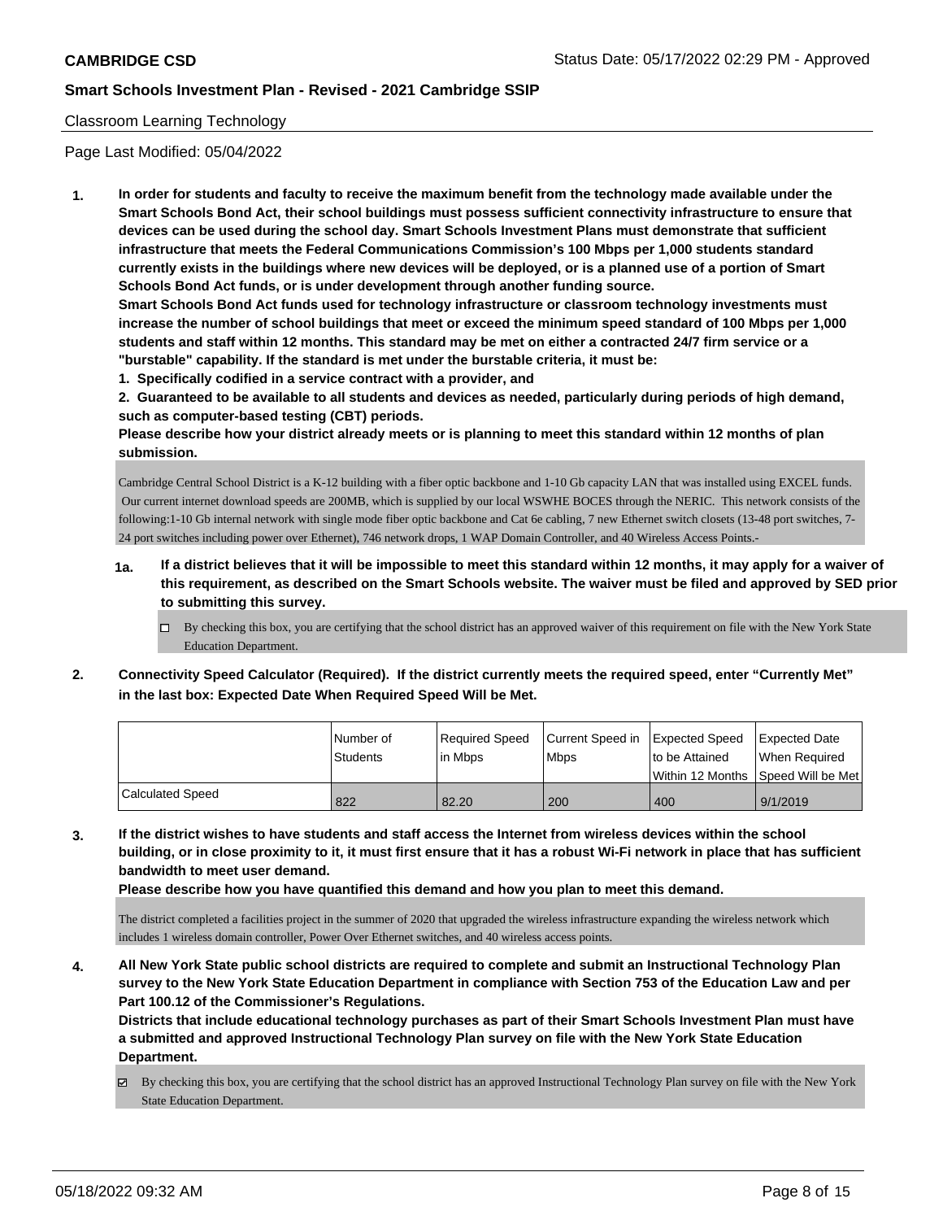Classroom Learning Technology

Page Last Modified: 05/04/2022

**1. In order for students and faculty to receive the maximum benefit from the technology made available under the Smart Schools Bond Act, their school buildings must possess sufficient connectivity infrastructure to ensure that devices can be used during the school day. Smart Schools Investment Plans must demonstrate that sufficient infrastructure that meets the Federal Communications Commission's 100 Mbps per 1,000 students standard currently exists in the buildings where new devices will be deployed, or is a planned use of a portion of Smart Schools Bond Act funds, or is under development through another funding source.**

**Smart Schools Bond Act funds used for technology infrastructure or classroom technology investments must increase the number of school buildings that meet or exceed the minimum speed standard of 100 Mbps per 1,000 students and staff within 12 months. This standard may be met on either a contracted 24/7 firm service or a "burstable" capability. If the standard is met under the burstable criteria, it must be:**

**1. Specifically codified in a service contract with a provider, and**

**2. Guaranteed to be available to all students and devices as needed, particularly during periods of high demand, such as computer-based testing (CBT) periods.**

**Please describe how your district already meets or is planning to meet this standard within 12 months of plan submission.**

Cambridge Central School District is a K-12 building with a fiber optic backbone and 1-10 Gb capacity LAN that was installed using EXCEL funds. Our current internet download speeds are 200MB, which is supplied by our local WSWHE BOCES through the NERIC. This network consists of the following:1-10 Gb internal network with single mode fiber optic backbone and Cat 6e cabling, 7 new Ethernet switch closets (13-48 port switches, 7-24 port switches including power over Ethernet), 746 network drops, 1 WAP Domain Controller, and 40 Wireless Access Points.-

**1a. If a district believes that it will be impossible to meet this standard within 12 months, it may apply for a waiver of this requirement, as described on the Smart Schools website. The waiver must be filed and approved by SED prior to submitting this survey.**

☐ By checking this box, you are certifying that the school district has an approved waiver of this requirement on file with the New York State Education Department.

**2. Connectivity Speed Calculator (Required). If the district currently meets the required speed, enter "Currently Met" in the last box: Expected Date When Required Speed Will be Met.**

| | Number of Students | Required Speed in Mbps | Current Speed in Mbps | Expected Speed to be Attained Within 12 Months | Expected Date When Required Speed Will be Met |
|---|---|---|---|---|---|
| Calculated Speed | 822 | 82.20 | 200 | 400 | 9/1/2019 |

**3. If the district wishes to have students and staff access the Internet from wireless devices within the school building, or in close proximity to it, it must first ensure that it has a robust Wi-Fi network in place that has sufficient bandwidth to meet user demand.**

**Please describe how you have quantified this demand and how you plan to meet this demand.**

The district completed a facilities project in the summer of 2020 that upgraded the wireless infrastructure expanding the wireless network which includes 1 wireless domain controller, Power Over Ethernet switches, and 40 wireless access points.

**4. All New York State public school districts are required to complete and submit an Instructional Technology Plan survey to the New York State Education Department in compliance with Section 753 of the Education Law and per Part 100.12 of the Commissioner's Regulations.**

**Districts that include educational technology purchases as part of their Smart Schools Investment Plan must have a submitted and approved Instructional Technology Plan survey on file with the New York State Education Department.**

☑ By checking this box, you are certifying that the school district has an approved Instructional Technology Plan survey on file with the New York State Education Department.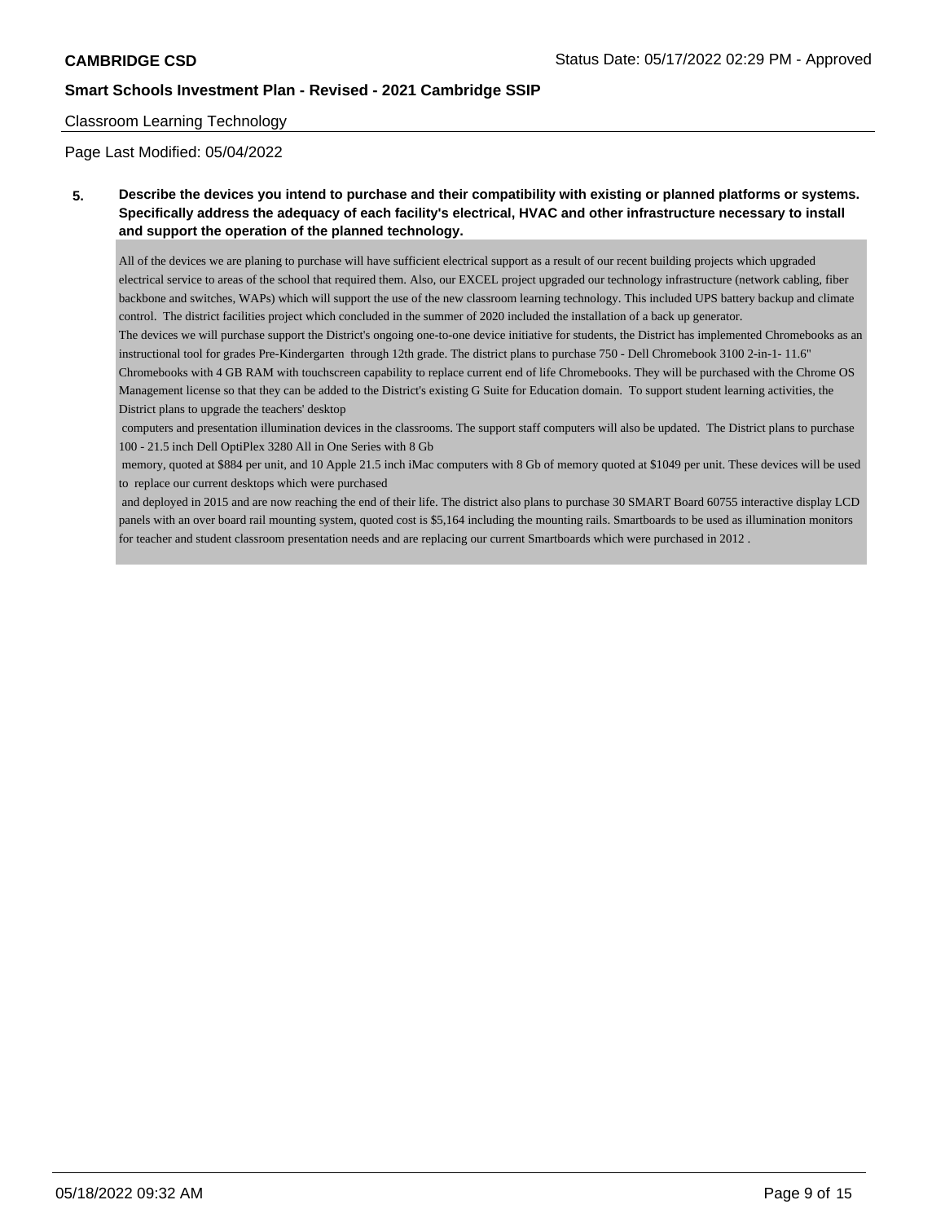**CAMBRIDGE CSD** Status Date: 05/17/2022 02:29 PM - Approved

**Smart Schools Investment Plan - Revised - 2021 Cambridge SSIP**

Classroom Learning Technology

Page Last Modified: 05/04/2022

**5. Describe the devices you intend to purchase and their compatibility with existing or planned platforms or systems. Specifically address the adequacy of each facility's electrical, HVAC and other infrastructure necessary to install and support the operation of the planned technology.**

All of the devices we are planing to purchase will have sufficient electrical support as a result of our recent building projects which upgraded electrical service to areas of the school that required them. Also, our EXCEL project upgraded our technology infrastructure (network cabling, fiber backbone and switches, WAPs) which will support the use of the new classroom learning technology. This included UPS battery backup and climate control. The district facilities project which concluded in the summer of 2020 included the installation of a back up generator.
The devices we will purchase support the District's ongoing one-to-one device initiative for students, the District has implemented Chromebooks as an instructional tool for grades Pre-Kindergarten through 12th grade. The district plans to purchase 750 - Dell Chromebook 3100 2-in-1- 11.6" Chromebooks with 4 GB RAM with touchscreen capability to replace current end of life Chromebooks. They will be purchased with the Chrome OS Management license so that they can be added to the District's existing G Suite for Education domain. To support student learning activities, the District plans to upgrade the teachers' desktop
computers and presentation illumination devices in the classrooms. The support staff computers will also be updated. The District plans to purchase 100 - 21.5 inch Dell OptiPlex 3280 All in One Series with 8 Gb
memory, quoted at $884 per unit, and 10 Apple 21.5 inch iMac computers with 8 Gb of memory quoted at $1049 per unit. These devices will be used to replace our current desktops which were purchased
and deployed in 2015 and are now reaching the end of their life. The district also plans to purchase 30 SMART Board 60755 interactive display LCD panels with an over board rail mounting system, quoted cost is $5,164 including the mounting rails. Smartboards to be used as illumination monitors for teacher and student classroom presentation needs and are replacing our current Smartboards which were purchased in 2012 .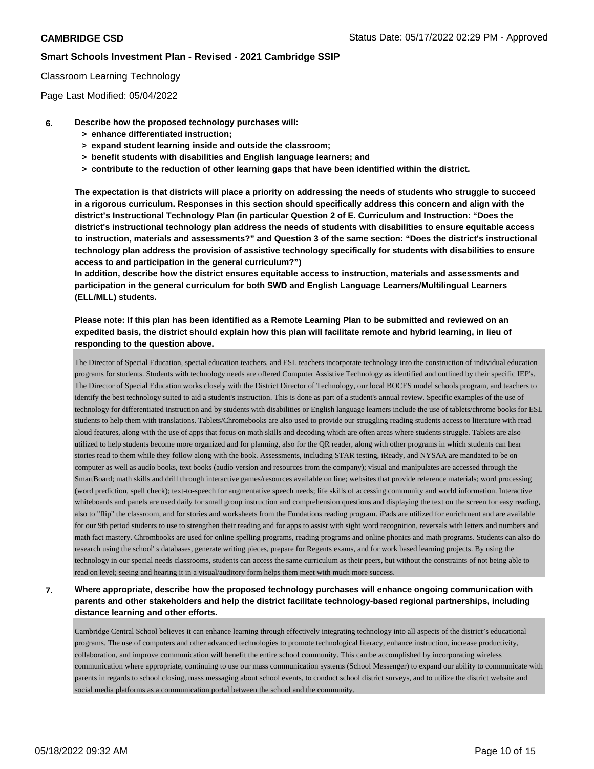Classroom Learning Technology

Page Last Modified: 05/04/2022

**6. Describe how the proposed technology purchases will:**

- **> enhance differentiated instruction;**
- **> expand student learning inside and outside the classroom;**
- **> benefit students with disabilities and English language learners; and**
- **> contribute to the reduction of other learning gaps that have been identified within the district.**

**The expectation is that districts will place a priority on addressing the needs of students who struggle to succeed in a rigorous curriculum. Responses in this section should specifically address this concern and align with the district's Instructional Technology Plan (in particular Question 2 of E. Curriculum and Instruction: "Does the district's instructional technology plan address the needs of students with disabilities to ensure equitable access to instruction, materials and assessments?" and Question 3 of the same section: "Does the district's instructional technology plan address the provision of assistive technology specifically for students with disabilities to ensure access to and participation in the general curriculum?")**

**In addition, describe how the district ensures equitable access to instruction, materials and assessments and participation in the general curriculum for both SWD and English Language Learners/Multilingual Learners (ELL/MLL) students.**

**Please note: If this plan has been identified as a Remote Learning Plan to be submitted and reviewed on an expedited basis, the district should explain how this plan will facilitate remote and hybrid learning, in lieu of responding to the question above.**

The Director of Special Education, special education teachers, and ESL teachers incorporate technology into the construction of individual education programs for students. Students with technology needs are offered Computer Assistive Technology as identified and outlined by their specific IEP's. The Director of Special Education works closely with the District Director of Technology, our local BOCES model schools program, and teachers to identify the best technology suited to aid a student's instruction. This is done as part of a student's annual review. Specific examples of the use of technology for differentiated instruction and by students with disabilities or English language learners include the use of tablets/chrome books for ESL students to help them with translations. Tablets/Chromebooks are also used to provide our struggling reading students access to literature with read aloud features, along with the use of apps that focus on math skills and decoding which are often areas where students struggle. Tablets are also utilized to help students become more organized and for planning, also for the QR reader, along with other programs in which students can hear stories read to them while they follow along with the book. Assessments, including STAR testing, iReady, and NYSAA are mandated to be on computer as well as audio books, text books (audio version and resources from the company); visual and manipulates are accessed through the SmartBoard; math skills and drill through interactive games/resources available on line; websites that provide reference materials; word processing (word prediction, spell check); text-to-speech for augmentative speech needs; life skills of accessing community and world information. Interactive whiteboards and panels are used daily for small group instruction and comprehension questions and displaying the text on the screen for easy reading, also to "flip" the classroom, and for stories and worksheets from the Fundations reading program. iPads are utilized for enrichment and are available for our 9th period students to use to strengthen their reading and for apps to assist with sight word recognition, reversals with letters and numbers and math fact mastery. Chrombooks are used for online spelling programs, reading programs and online phonics and math programs. Students can also do research using the school' s databases, generate writing pieces, prepare for Regents exams, and for work based learning projects. By using the technology in our special needs classrooms, students can access the same curriculum as their peers, but without the constraints of not being able to read on level; seeing and hearing it in a visual/auditory form helps them meet with much more success.

**7. Where appropriate, describe how the proposed technology purchases will enhance ongoing communication with parents and other stakeholders and help the district facilitate technology-based regional partnerships, including distance learning and other efforts.**

Cambridge Central School believes it can enhance learning through effectively integrating technology into all aspects of the district's educational programs. The use of computers and other advanced technologies to promote technological literacy, enhance instruction, increase productivity, collaboration, and improve communication will benefit the entire school community. This can be accomplished by incorporating wireless communication where appropriate, continuing to use our mass communication systems (School Messenger) to expand our ability to communicate with parents in regards to school closing, mass messaging about school events, to conduct school district surveys, and to utilize the district website and social media platforms as a communication portal between the school and the community.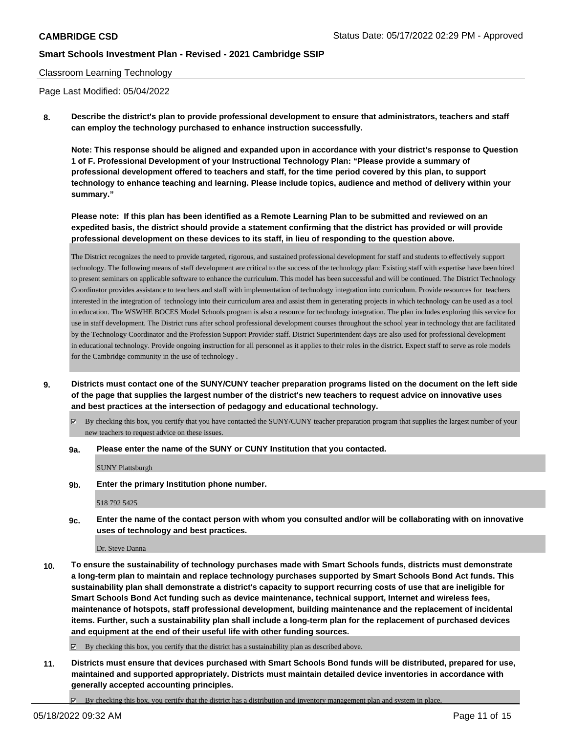Classroom Learning Technology

Page Last Modified: 05/04/2022

**8. Describe the district's plan to provide professional development to ensure that administrators, teachers and staff can employ the technology purchased to enhance instruction successfully.**

**Note: This response should be aligned and expanded upon in accordance with your district's response to Question 1 of F. Professional Development of your Instructional Technology Plan: "Please provide a summary of professional development offered to teachers and staff, for the time period covered by this plan, to support technology to enhance teaching and learning. Please include topics, audience and method of delivery within your summary."**

**Please note: If this plan has been identified as a Remote Learning Plan to be submitted and reviewed on an expedited basis, the district should provide a statement confirming that the district has provided or will provide professional development on these devices to its staff, in lieu of responding to the question above.**

The District recognizes the need to provide targeted, rigorous, and sustained professional development for staff and students to effectively support technology. The following means of staff development are critical to the success of the technology plan: Existing staff with expertise have been hired to present seminars on applicable software to enhance the curriculum. This model has been successful and will be continued. The District Technology Coordinator provides assistance to teachers and staff with implementation of technology integration into curriculum. Provide resources for teachers interested in the integration of technology into their curriculum area and assist them in generating projects in which technology can be used as a tool in education. The WSWHE BOCES Model Schools program is also a resource for technology integration. The plan includes exploring this service for use in staff development. The District runs after school professional development courses throughout the school year in technology that are facilitated by the Technology Coordinator and the Profession Support Provider staff. District Superintendent days are also used for professional development in educational technology. Provide ongoing instruction for all personnel as it applies to their roles in the district. Expect staff to serve as role models for the Cambridge community in the use of technology .

**9. Districts must contact one of the SUNY/CUNY teacher preparation programs listed on the document on the left side of the page that supplies the largest number of the district's new teachers to request advice on innovative uses and best practices at the intersection of pedagogy and educational technology.**

☑ By checking this box, you certify that you have contacted the SUNY/CUNY teacher preparation program that supplies the largest number of your new teachers to request advice on these issues.

**9a. Please enter the name of the SUNY or CUNY Institution that you contacted.**

SUNY Plattsburgh

**9b. Enter the primary Institution phone number.**

518 792 5425

**9c. Enter the name of the contact person with whom you consulted and/or will be collaborating with on innovative uses of technology and best practices.**

Dr. Steve Danna

**10. To ensure the sustainability of technology purchases made with Smart Schools funds, districts must demonstrate a long-term plan to maintain and replace technology purchases supported by Smart Schools Bond Act funds. This sustainability plan shall demonstrate a district's capacity to support recurring costs of use that are ineligible for Smart Schools Bond Act funding such as device maintenance, technical support, Internet and wireless fees, maintenance of hotspots, staff professional development, building maintenance and the replacement of incidental items. Further, such a sustainability plan shall include a long-term plan for the replacement of purchased devices and equipment at the end of their useful life with other funding sources.**

☑ By checking this box, you certify that the district has a sustainability plan as described above.

**11. Districts must ensure that devices purchased with Smart Schools Bond funds will be distributed, prepared for use, maintained and supported appropriately. Districts must maintain detailed device inventories in accordance with generally accepted accounting principles.**

☑ By checking this box, you certify that the district has a distribution and inventory management plan and system in place.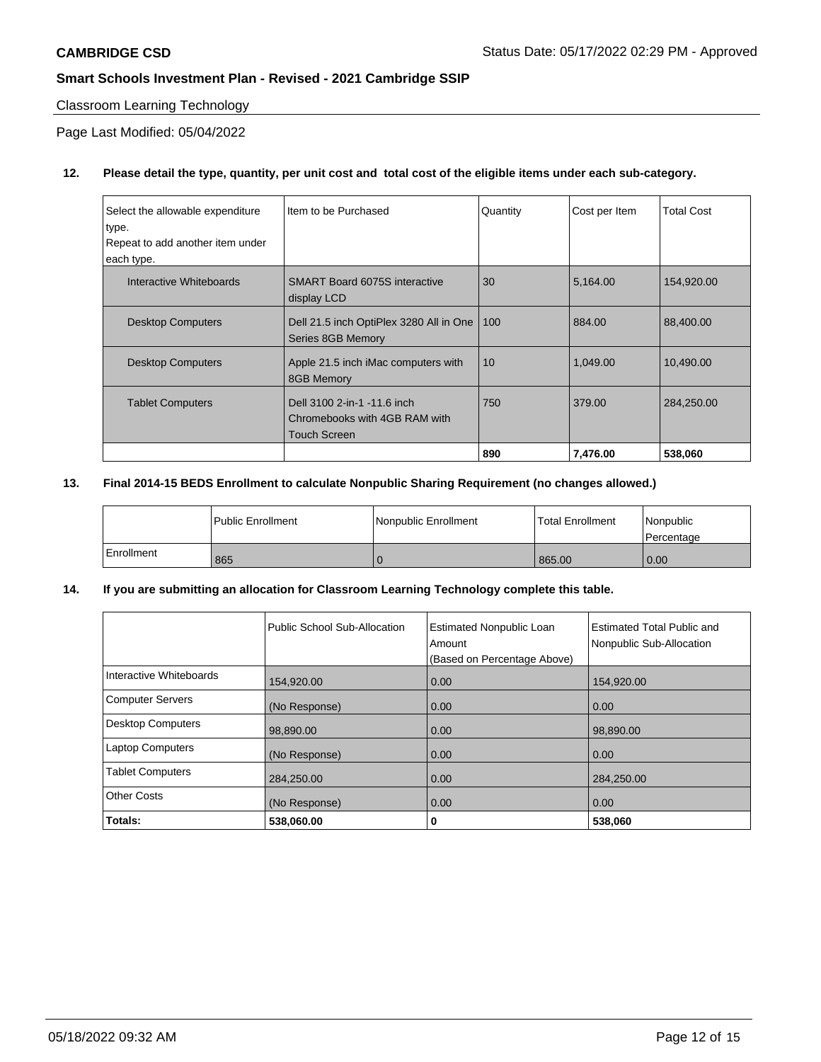**CAMBRIDGE CSD** Status Date: 05/17/2022 02:29 PM - Approved

**Smart Schools Investment Plan - Revised - 2021 Cambridge SSIP**

Classroom Learning Technology

Page Last Modified: 05/04/2022

**12. Please detail the type, quantity, per unit cost and total cost of the eligible items under each sub-category.**

| Select the allowable expenditure type. Repeat to add another item under each type. | Item to be Purchased | Quantity | Cost per Item | Total Cost |
|---|---|---|---|---|
| Interactive Whiteboards | SMART Board 6075S interactive display LCD | 30 | 5,164.00 | 154,920.00 |
| Desktop Computers | Dell 21.5 inch OptiPlex 3280 All in One Series 8GB Memory | 100 | 884.00 | 88,400.00 |
| Desktop Computers | Apple 21.5 inch iMac computers with 8GB Memory | 10 | 1,049.00 | 10,490.00 |
| Tablet Computers | Dell 3100 2-in-1 -11.6 inch Chromebooks with 4GB RAM with Touch Screen | 750 | 379.00 | 284,250.00 |
| | | **890** | **7,476.00** | **538,060** |

**13. Final 2014-15 BEDS Enrollment to calculate Nonpublic Sharing Requirement (no changes allowed.)**

| | Public Enrollment | Nonpublic Enrollment | Total Enrollment | Nonpublic Percentage |
|---|---|---|---|---|
| Enrollment | 865 | 0 | 865.00 | 0.00 |

**14. If you are submitting an allocation for Classroom Learning Technology complete this table.**

| | Public School Sub-Allocation | Estimated Nonpublic Loan Amount (Based on Percentage Above) | Estimated Total Public and Nonpublic Sub-Allocation |
|---|---|---|---|
| Interactive Whiteboards | 154,920.00 | 0.00 | 154,920.00 |
| Computer Servers | (No Response) | 0.00 | 0.00 |
| Desktop Computers | 98,890.00 | 0.00 | 98,890.00 |
| Laptop Computers | (No Response) | 0.00 | 0.00 |
| Tablet Computers | 284,250.00 | 0.00 | 284,250.00 |
| Other Costs | (No Response) | 0.00 | 0.00 |
| **Totals:** | **538,060.00** | **0** | **538,060** |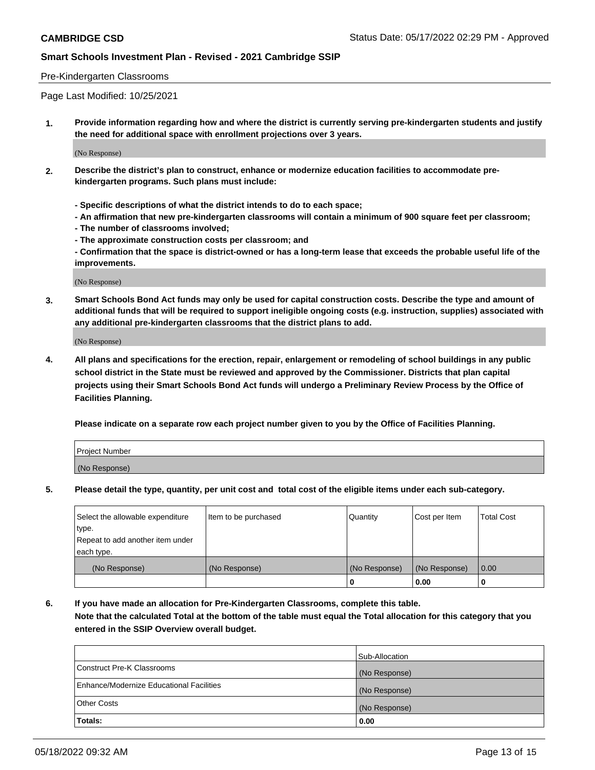Pre-Kindergarten Classrooms

Page Last Modified: 10/25/2021

**1. Provide information regarding how and where the district is currently serving pre-kindergarten students and justify the need for additional space with enrollment projections over 3 years.**

(No Response)

**2. Describe the district's plan to construct, enhance or modernize education facilities to accommodate pre-kindergarten programs. Such plans must include:**

**- Specific descriptions of what the district intends to do to each space;**
**- An affirmation that new pre-kindergarten classrooms will contain a minimum of 900 square feet per classroom;**
**- The number of classrooms involved;**
**- The approximate construction costs per classroom; and**
**- Confirmation that the space is district-owned or has a long-term lease that exceeds the probable useful life of the improvements.**

(No Response)

**3. Smart Schools Bond Act funds may only be used for capital construction costs. Describe the type and amount of additional funds that will be required to support ineligible ongoing costs (e.g. instruction, supplies) associated with any additional pre-kindergarten classrooms that the district plans to add.**

(No Response)

**4. All plans and specifications for the erection, repair, enlargement or remodeling of school buildings in any public school district in the State must be reviewed and approved by the Commissioner. Districts that plan capital projects using their Smart Schools Bond Act funds will undergo a Preliminary Review Process by the Office of Facilities Planning.**

**Please indicate on a separate row each project number given to you by the Office of Facilities Planning.**

| Project Number |
| --- |
| (No Response) |

**5. Please detail the type, quantity, per unit cost and total cost of the eligible items under each sub-category.**

| Select the allowable expenditure type. Repeat to add another item under each type. | Item to be purchased | Quantity | Cost per Item | Total Cost |
| --- | --- | --- | --- | --- |
| (No Response) | (No Response) | (No Response) | (No Response) | 0.00 |
| | | 0 | 0.00 | 0 |

**6. If you have made an allocation for Pre-Kindergarten Classrooms, complete this table. Note that the calculated Total at the bottom of the table must equal the Total allocation for this category that you entered in the SSIP Overview overall budget.**

| | Sub-Allocation |
| --- | --- |
| Construct Pre-K Classrooms | (No Response) |
| Enhance/Modernize Educational Facilities | (No Response) |
| Other Costs | (No Response) |
| **Totals:** | **0.00** |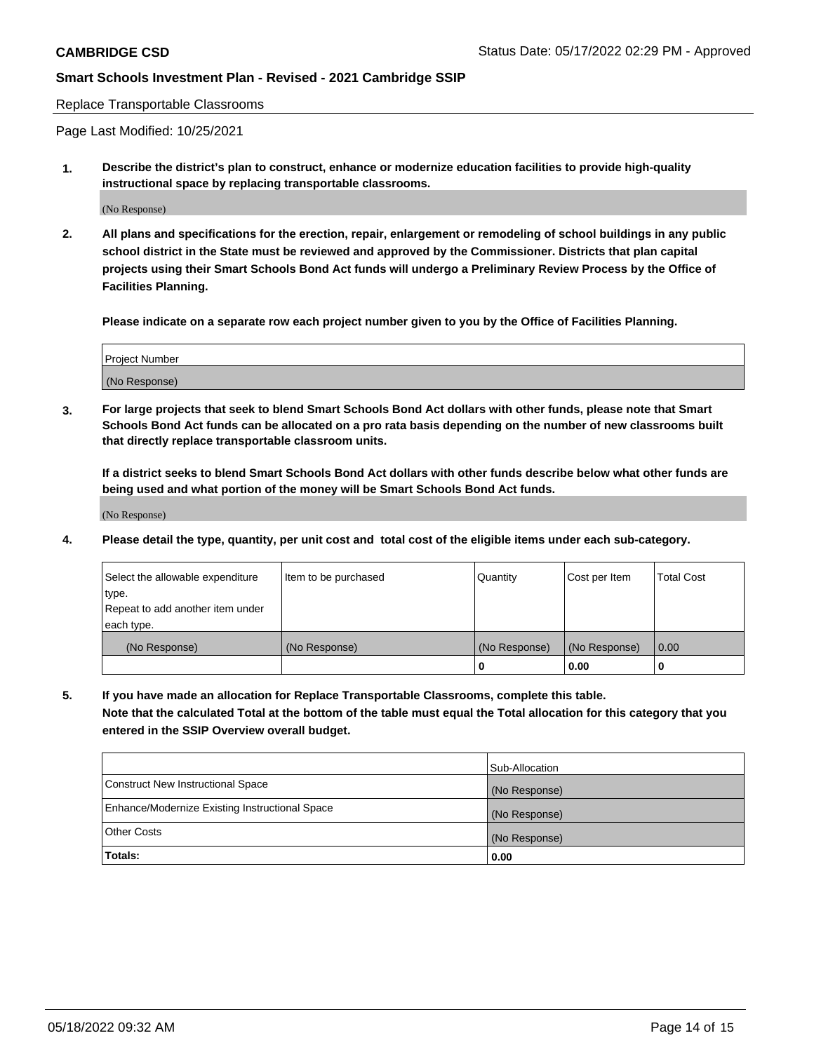Replace Transportable Classrooms

Page Last Modified: 10/25/2021

**1. Describe the district's plan to construct, enhance or modernize education facilities to provide high-quality instructional space by replacing transportable classrooms.**

(No Response)

**2. All plans and specifications for the erection, repair, enlargement or remodeling of school buildings in any public school district in the State must be reviewed and approved by the Commissioner. Districts that plan capital projects using their Smart Schools Bond Act funds will undergo a Preliminary Review Process by the Office of Facilities Planning.**

**Please indicate on a separate row each project number given to you by the Office of Facilities Planning.**

| Project Number |
|---|
| (No Response) |

**3. For large projects that seek to blend Smart Schools Bond Act dollars with other funds, please note that Smart Schools Bond Act funds can be allocated on a pro rata basis depending on the number of new classrooms built that directly replace transportable classroom units.**

**If a district seeks to blend Smart Schools Bond Act dollars with other funds describe below what other funds are being used and what portion of the money will be Smart Schools Bond Act funds.**

(No Response)

**4. Please detail the type, quantity, per unit cost and total cost of the eligible items under each sub-category.**

| Select the allowable expenditure type. Repeat to add another item under each type. | Item to be purchased | Quantity | Cost per Item | Total Cost |
|---|---|---|---|---|
| (No Response) | (No Response) | (No Response) | (No Response) | 0.00 |
| | | 0 | 0.00 | 0 |

**5. If you have made an allocation for Replace Transportable Classrooms, complete this table. Note that the calculated Total at the bottom of the table must equal the Total allocation for this category that you entered in the SSIP Overview overall budget.**

| | Sub-Allocation |
|---|---|
| Construct New Instructional Space | (No Response) |
| Enhance/Modernize Existing Instructional Space | (No Response) |
| Other Costs | (No Response) |
| **Totals:** | 0.00 |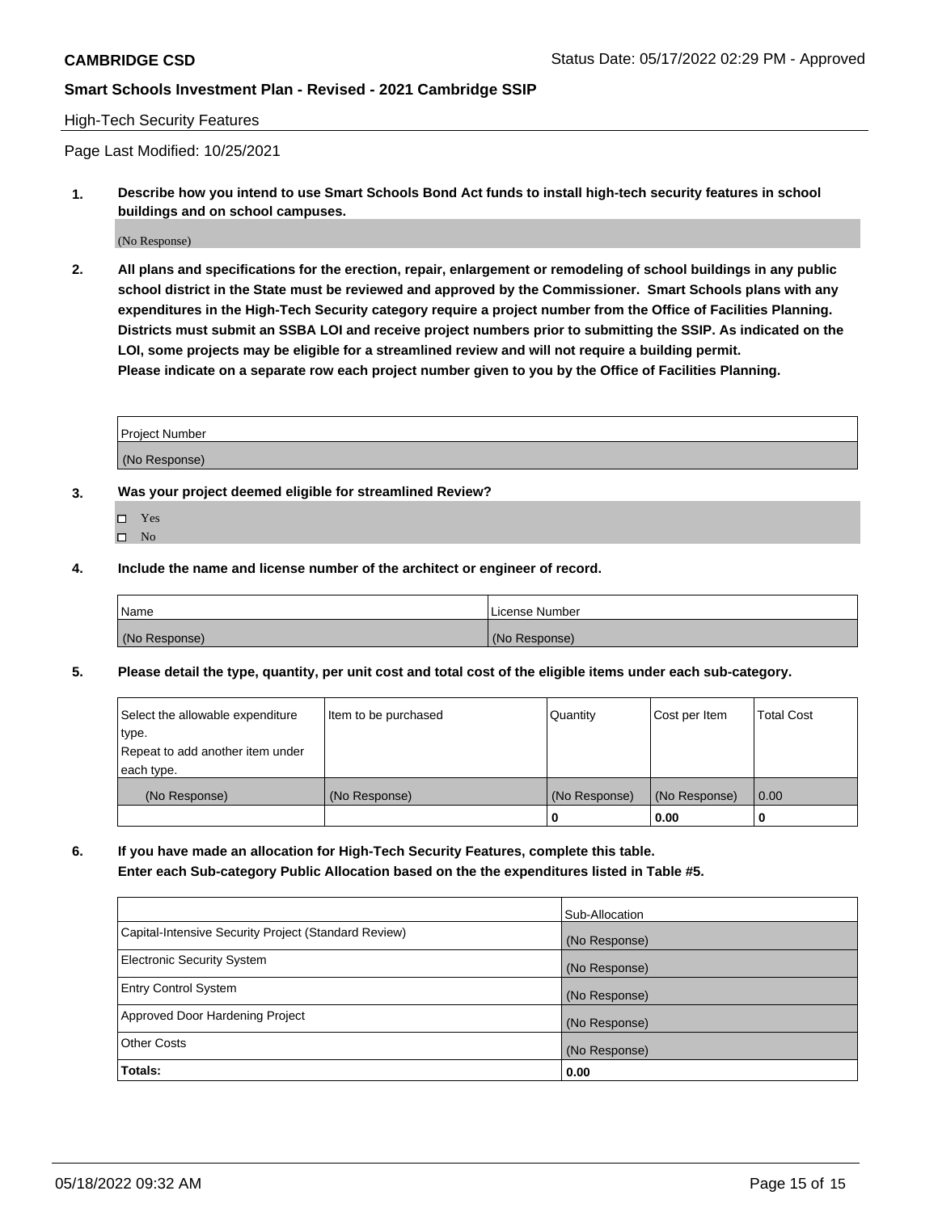**CAMBRIDGE CSD** Status Date: 05/17/2022 02:29 PM - Approved

**Smart Schools Investment Plan - Revised - 2021 Cambridge SSIP**

High-Tech Security Features

Page Last Modified: 10/25/2021

**1. Describe how you intend to use Smart Schools Bond Act funds to install high-tech security features in school buildings and on school campuses.**

(No Response)

**2. All plans and specifications for the erection, repair, enlargement or remodeling of school buildings in any public school district in the State must be reviewed and approved by the Commissioner. Smart Schools plans with any expenditures in the High-Tech Security category require a project number from the Office of Facilities Planning. Districts must submit an SSBA LOI and receive project numbers prior to submitting the SSIP. As indicated on the LOI, some projects may be eligible for a streamlined review and will not require a building permit. Please indicate on a separate row each project number given to you by the Office of Facilities Planning.**

| Project Number |
| --- |
| (No Response) |

**3. Was your project deemed eligible for streamlined Review?**

- ☐ Yes
- ☐ No

**4. Include the name and license number of the architect or engineer of record.**

| Name | License Number |
| --- | --- |
| (No Response) | (No Response) |

**5. Please detail the type, quantity, per unit cost and total cost of the eligible items under each sub-category.**

| Select the allowable expenditure type. Repeat to add another item under each type. | Item to be purchased | Quantity | Cost per Item | Total Cost |
| --- | --- | --- | --- | --- |
| (No Response) | (No Response) | (No Response) | (No Response) | 0.00 |
| | | 0 | 0.00 | 0 |

**6. If you have made an allocation for High-Tech Security Features, complete this table. Enter each Sub-category Public Allocation based on the the expenditures listed in Table #5.**

| | Sub-Allocation |
| --- | --- |
| Capital-Intensive Security Project (Standard Review) | (No Response) |
| Electronic Security System | (No Response) |
| Entry Control System | (No Response) |
| Approved Door Hardening Project | (No Response) |
| Other Costs | (No Response) |
| **Totals:** | **0.00** |